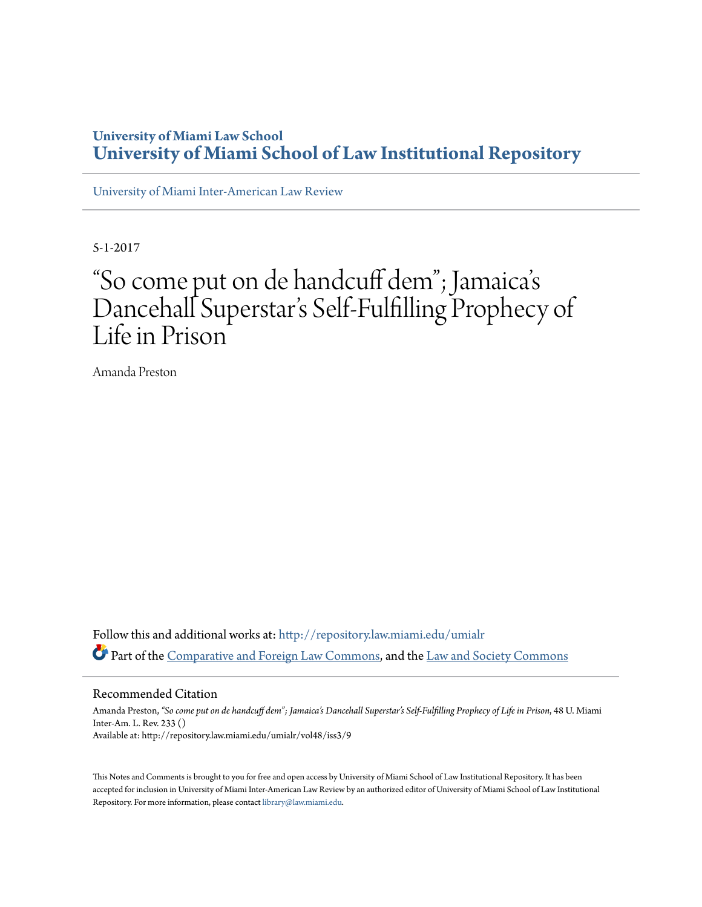University of Miami Law School
**University of Miami School of Law Institutional Repository**

University of Miami Inter-American Law Review

5-1-2017

# "So come put on de handcuff dem"; Jamaica's Dancehall Superstar's Self-Fulfilling Prophecy of Life in Prison

Amanda Preston

Follow this and additional works at: http://repository.law.miami.edu/umialr

Part of the Comparative and Foreign Law Commons, and the Law and Society Commons

## Recommended Citation

Amanda Preston, *"So come put on de handcuff dem"; Jamaica's Dancehall Superstar's Self-Fulfilling Prophecy of Life in Prison*, 48 U. Miami Inter-Am. L. Rev. 233 ()
Available at: http://repository.law.miami.edu/umialr/vol48/iss3/9

This Notes and Comments is brought to you for free and open access by University of Miami School of Law Institutional Repository. It has been accepted for inclusion in University of Miami Inter-American Law Review by an authorized editor of University of Miami School of Law Institutional Repository. For more information, please contact library@law.miami.edu.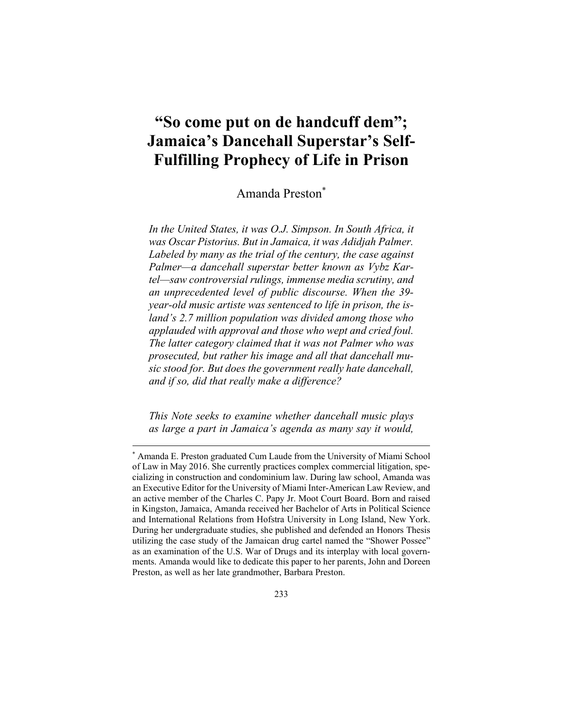# "So come put on de handcuff dem"; Jamaica's Dancehall Superstar's Self-Fulfilling Prophecy of Life in Prison

Amanda Preston[*]

*In the United States, it was O.J. Simpson. In South Africa, it was Oscar Pistorius. But in Jamaica, it was Adidjah Palmer. Labeled by many as the trial of the century, the case against Palmer—a dancehall superstar better known as Vybz Kartel—saw controversial rulings, immense media scrutiny, and an unprecedented level of public discourse. When the 39-year-old music artiste was sentenced to life in prison, the island's 2.7 million population was divided among those who applauded with approval and those who wept and cried foul. The latter category claimed that it was not Palmer who was prosecuted, but rather his image and all that dancehall music stood for. But does the government really hate dancehall, and if so, did that really make a difference?*

*This Note seeks to examine whether dancehall music plays as large a part in Jamaica's agenda as many say it would,*

---

[*] Amanda E. Preston graduated Cum Laude from the University of Miami School of Law in May 2016. She currently practices complex commercial litigation, specializing in construction and condominium law. During law school, Amanda was an Executive Editor for the University of Miami Inter-American Law Review, and an active member of the Charles C. Papy Jr. Moot Court Board. Born and raised in Kingston, Jamaica, Amanda received her Bachelor of Arts in Political Science and International Relations from Hofstra University in Long Island, New York. During her undergraduate studies, she published and defended an Honors Thesis utilizing the case study of the Jamaican drug cartel named the "Shower Possee" as an examination of the U.S. War of Drugs and its interplay with local governments. Amanda would like to dedicate this paper to her parents, John and Doreen Preston, as well as her late grandmother, Barbara Preston.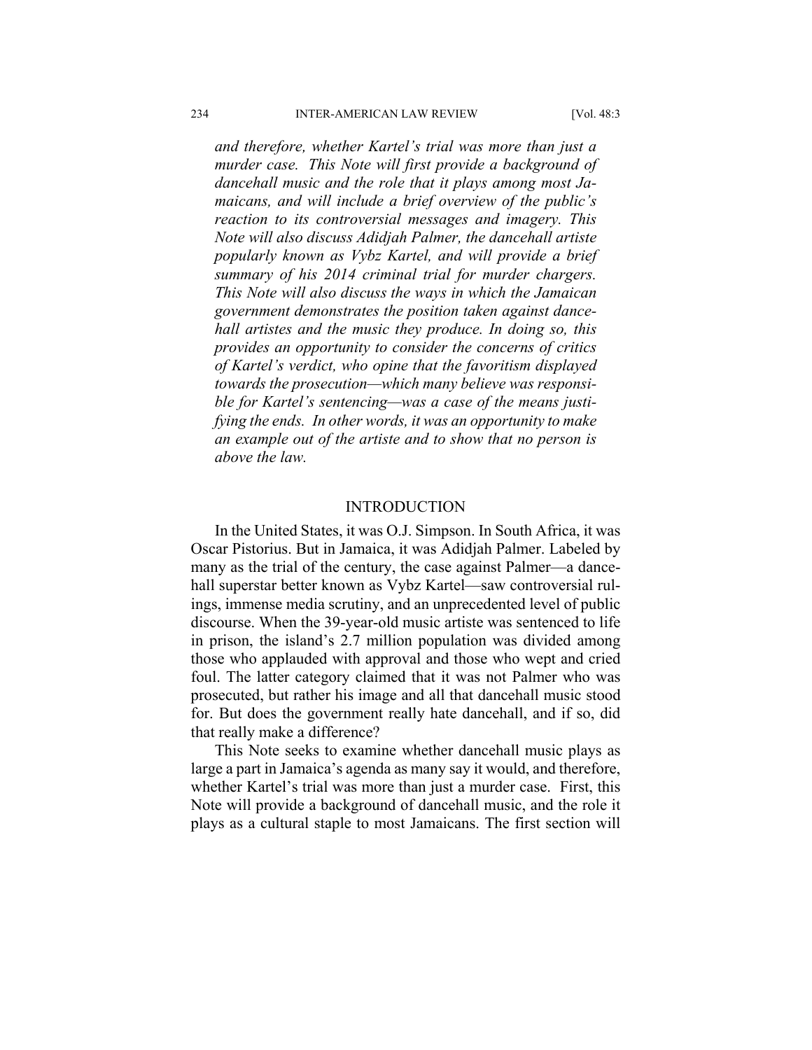*and therefore, whether Kartel's trial was more than just a murder case. This Note will first provide a background of dancehall music and the role that it plays among most Jamaicans, and will include a brief overview of the public's reaction to its controversial messages and imagery. This Note will also discuss Adidjah Palmer, the dancehall artiste popularly known as Vybz Kartel, and will provide a brief summary of his 2014 criminal trial for murder chargers. This Note will also discuss the ways in which the Jamaican government demonstrates the position taken against dancehall artistes and the music they produce. In doing so, this provides an opportunity to consider the concerns of critics of Kartel's verdict, who opine that the favoritism displayed towards the prosecution—which many believe was responsible for Kartel's sentencing—was a case of the means justifying the ends. In other words, it was an opportunity to make an example out of the artiste and to show that no person is above the law.*

## INTRODUCTION

In the United States, it was O.J. Simpson. In South Africa, it was Oscar Pistorius. But in Jamaica, it was Adidjah Palmer. Labeled by many as the trial of the century, the case against Palmer—a dancehall superstar better known as Vybz Kartel—saw controversial rulings, immense media scrutiny, and an unprecedented level of public discourse. When the 39-year-old music artiste was sentenced to life in prison, the island's 2.7 million population was divided among those who applauded with approval and those who wept and cried foul. The latter category claimed that it was not Palmer who was prosecuted, but rather his image and all that dancehall music stood for. But does the government really hate dancehall, and if so, did that really make a difference?

This Note seeks to examine whether dancehall music plays as large a part in Jamaica's agenda as many say it would, and therefore, whether Kartel's trial was more than just a murder case. First, this Note will provide a background of dancehall music, and the role it plays as a cultural staple to most Jamaicans. The first section will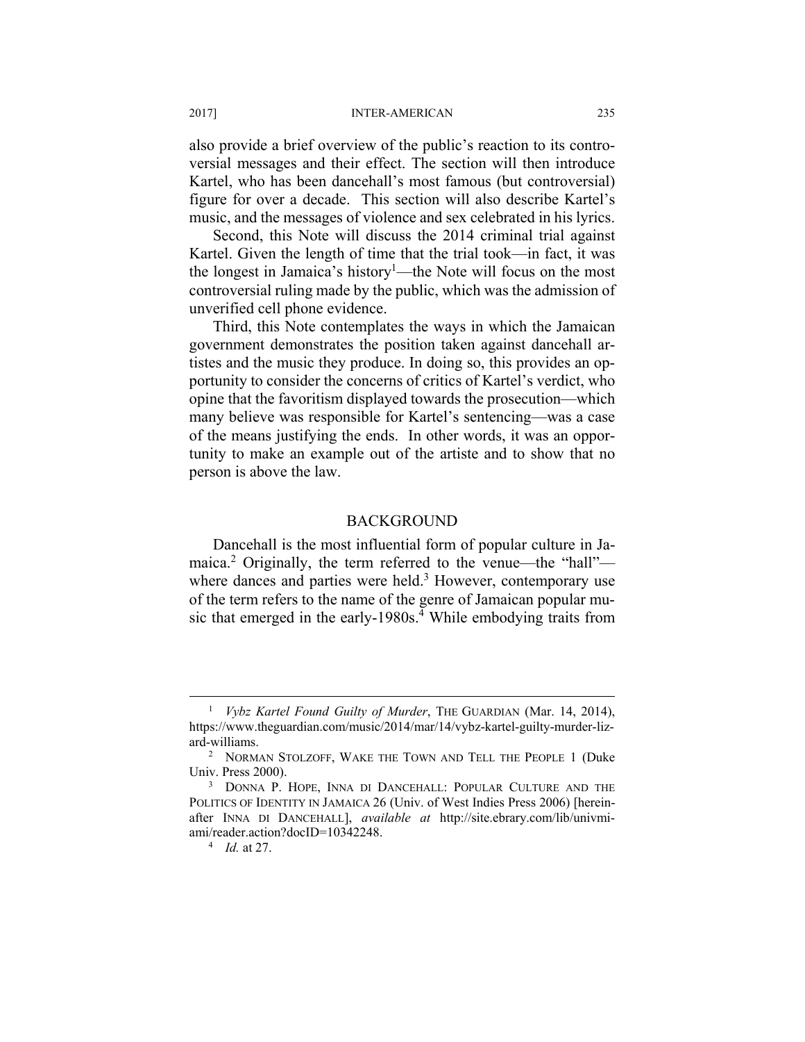also provide a brief overview of the public's reaction to its controversial messages and their effect. The section will then introduce Kartel, who has been dancehall's most famous (but controversial) figure for over a decade. This section will also describe Kartel's music, and the messages of violence and sex celebrated in his lyrics.

Second, this Note will discuss the 2014 criminal trial against Kartel. Given the length of time that the trial took—in fact, it was the longest in Jamaica's history[1]—the Note will focus on the most controversial ruling made by the public, which was the admission of unverified cell phone evidence.

Third, this Note contemplates the ways in which the Jamaican government demonstrates the position taken against dancehall artistes and the music they produce. In doing so, this provides an opportunity to consider the concerns of critics of Kartel's verdict, who opine that the favoritism displayed towards the prosecution—which many believe was responsible for Kartel's sentencing—was a case of the means justifying the ends. In other words, it was an opportunity to make an example out of the artiste and to show that no person is above the law.

## BACKGROUND

Dancehall is the most influential form of popular culture in Jamaica.[2] Originally, the term referred to the venue—the "hall"—where dances and parties were held.[3] However, contemporary use of the term refers to the name of the genre of Jamaican popular music that emerged in the early-1980s.[4] While embodying traits from

---

[1] *Vybz Kartel Found Guilty of Murder*, THE GUARDIAN (Mar. 14, 2014), https://www.theguardian.com/music/2014/mar/14/vybz-kartel-guilty-murder-lizard-williams.

[2] NORMAN STOLZOFF, WAKE THE TOWN AND TELL THE PEOPLE 1 (Duke Univ. Press 2000).

[3] DONNA P. HOPE, INNA DI DANCEHALL: POPULAR CULTURE AND THE POLITICS OF IDENTITY IN JAMAICA 26 (Univ. of West Indies Press 2006) [hereinafter INNA DI DANCEHALL], *available at* http://site.ebrary.com/lib/univmiami/reader.action?docID=10342248.

[4] *Id.* at 27.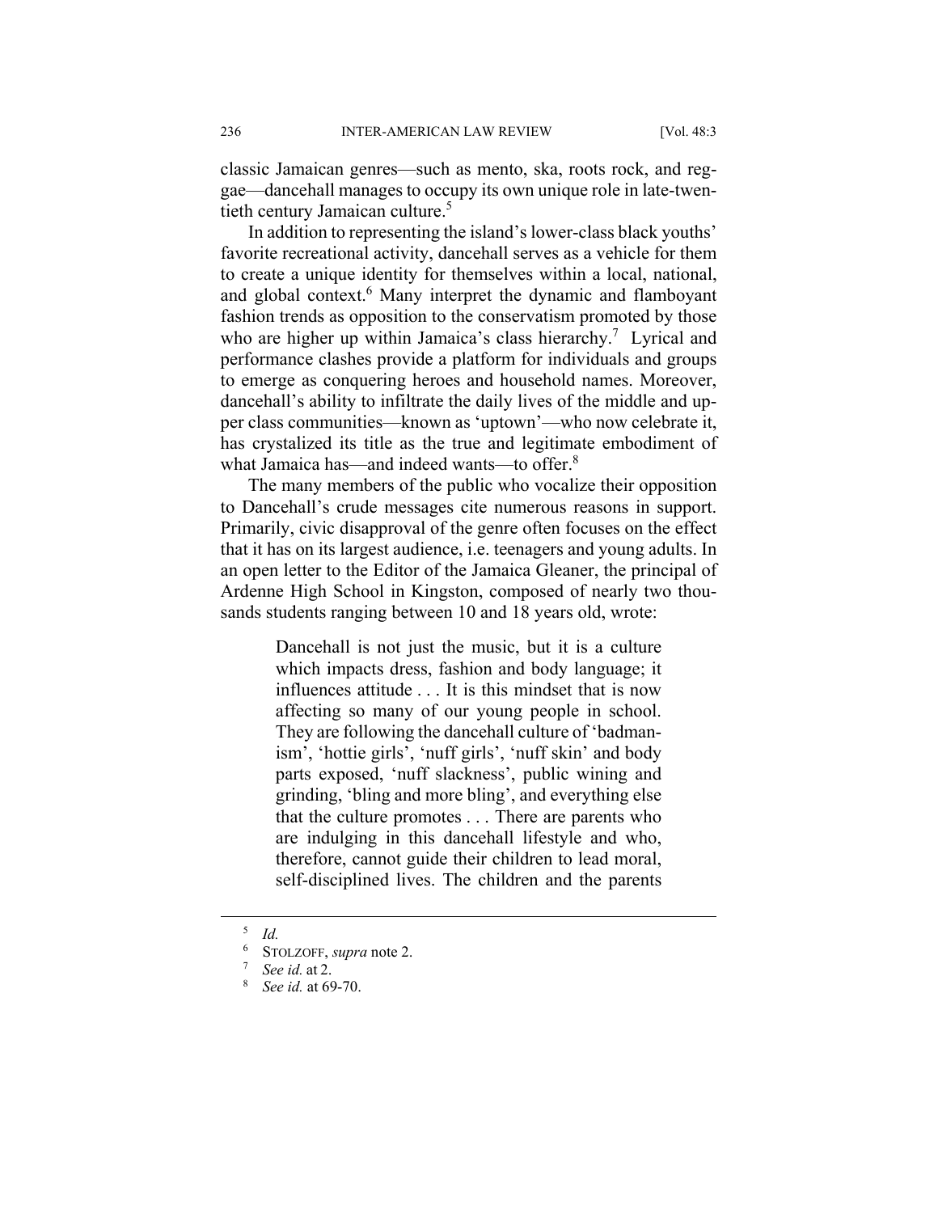classic Jamaican genres—such as mento, ska, roots rock, and reggae—dancehall manages to occupy its own unique role in late-twentieth century Jamaican culture.[5]

In addition to representing the island's lower-class black youths' favorite recreational activity, dancehall serves as a vehicle for them to create a unique identity for themselves within a local, national, and global context.[6] Many interpret the dynamic and flamboyant fashion trends as opposition to the conservatism promoted by those who are higher up within Jamaica's class hierarchy.[7] Lyrical and performance clashes provide a platform for individuals and groups to emerge as conquering heroes and household names. Moreover, dancehall's ability to infiltrate the daily lives of the middle and upper class communities—known as 'uptown'—who now celebrate it, has crystalized its title as the true and legitimate embodiment of what Jamaica has—and indeed wants—to offer.[8]

The many members of the public who vocalize their opposition to Dancehall's crude messages cite numerous reasons in support. Primarily, civic disapproval of the genre often focuses on the effect that it has on its largest audience, i.e. teenagers and young adults. In an open letter to the Editor of the Jamaica Gleaner, the principal of Ardenne High School in Kingston, composed of nearly two thousands students ranging between 10 and 18 years old, wrote:

> Dancehall is not just the music, but it is a culture which impacts dress, fashion and body language; it influences attitude . . . It is this mindset that is now affecting so many of our young people in school. They are following the dancehall culture of 'badmanism', 'hottie girls', 'nuff girls', 'nuff skin' and body parts exposed, 'nuff slackness', public wining and grinding, 'bling and more bling', and everything else that the culture promotes . . . There are parents who are indulging in this dancehall lifestyle and who, therefore, cannot guide their children to lead moral, self-disciplined lives. The children and the parents

---

[5] *Id.*

[6] STOLZOFF, *supra* note 2.

[7] *See id.* at 2.

[8] *See id.* at 69-70.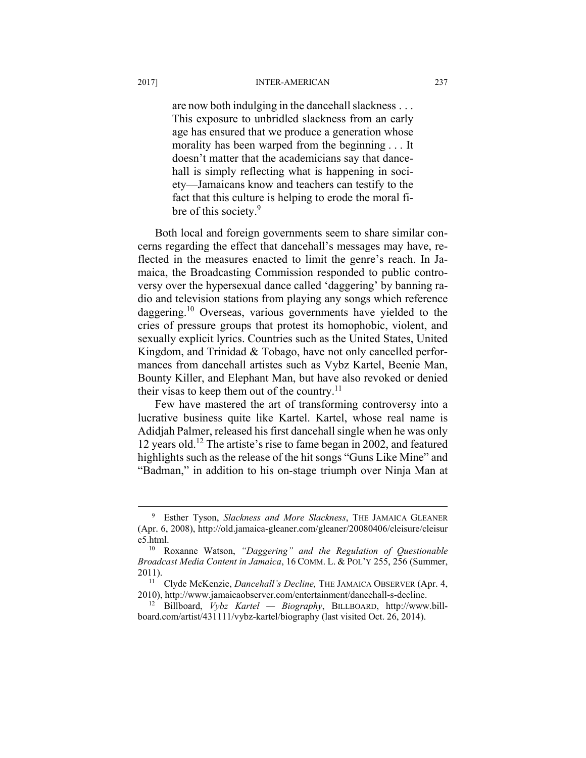> are now both indulging in the dancehall slackness . . . This exposure to unbridled slackness from an early age has ensured that we produce a generation whose morality has been warped from the beginning . . . It doesn't matter that the academicians say that dancehall is simply reflecting what is happening in society—Jamaicans know and teachers can testify to the fact that this culture is helping to erode the moral fibre of this society.[9]

Both local and foreign governments seem to share similar concerns regarding the effect that dancehall's messages may have, reflected in the measures enacted to limit the genre's reach. In Jamaica, the Broadcasting Commission responded to public controversy over the hypersexual dance called 'daggering' by banning radio and television stations from playing any songs which reference daggering.[10] Overseas, various governments have yielded to the cries of pressure groups that protest its homophobic, violent, and sexually explicit lyrics. Countries such as the United States, United Kingdom, and Trinidad & Tobago, have not only cancelled performances from dancehall artistes such as Vybz Kartel, Beenie Man, Bounty Killer, and Elephant Man, but have also revoked or denied their visas to keep them out of the country.[11]

Few have mastered the art of transforming controversy into a lucrative business quite like Kartel. Kartel, whose real name is Adidjah Palmer, released his first dancehall single when he was only 12 years old.[12] The artiste's rise to fame began in 2002, and featured highlights such as the release of the hit songs "Guns Like Mine" and "Badman," in addition to his on-stage triumph over Ninja Man at

---

[9] Esther Tyson, *Slackness and More Slackness*, THE JAMAICA GLEANER (Apr. 6, 2008), http://old.jamaica-gleaner.com/gleaner/20080406/cleisure/cleisure5.html.

[10] Roxanne Watson, *"Daggering" and the Regulation of Questionable Broadcast Media Content in Jamaica*, 16 COMM. L. & POL'Y 255, 256 (Summer, 2011).

[11] Clyde McKenzie, *Dancehall's Decline,* THE JAMAICA OBSERVER (Apr. 4, 2010), http://www.jamaicaobserver.com/entertainment/dancehall-s-decline.

[12] Billboard, *Vybz Kartel — Biography*, BILLBOARD, http://www.billboard.com/artist/431111/vybz-kartel/biography (last visited Oct. 26, 2014).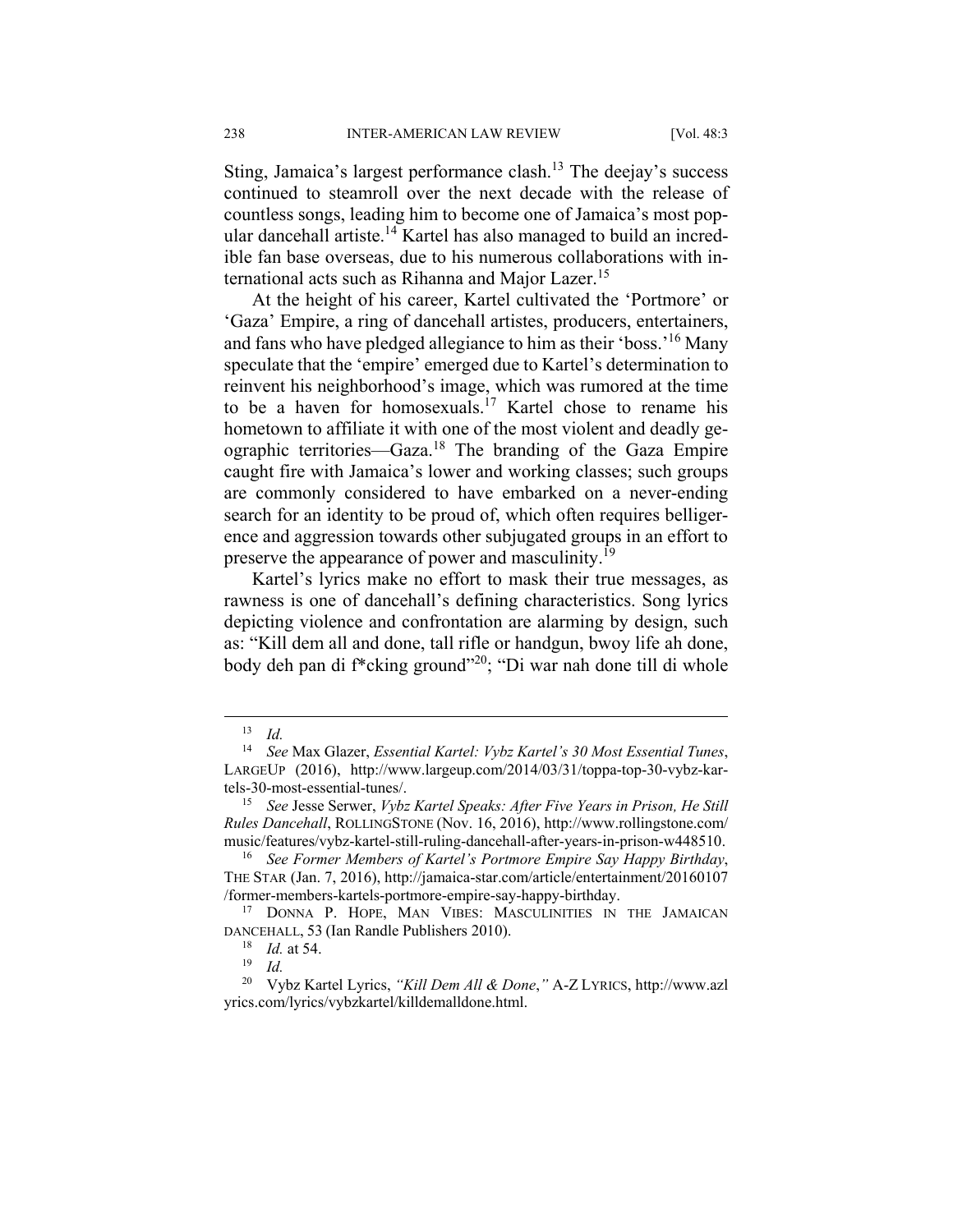Sting, Jamaica's largest performance clash.[13] The deejay's success continued to steamroll over the next decade with the release of countless songs, leading him to become one of Jamaica's most popular dancehall artiste.[14] Kartel has also managed to build an incredible fan base overseas, due to his numerous collaborations with international acts such as Rihanna and Major Lazer.[15]

At the height of his career, Kartel cultivated the 'Portmore' or 'Gaza' Empire, a ring of dancehall artistes, producers, entertainers, and fans who have pledged allegiance to him as their 'boss.'[16] Many speculate that the 'empire' emerged due to Kartel's determination to reinvent his neighborhood's image, which was rumored at the time to be a haven for homosexuals.[17] Kartel chose to rename his hometown to affiliate it with one of the most violent and deadly geographic territories—Gaza.[18] The branding of the Gaza Empire caught fire with Jamaica's lower and working classes; such groups are commonly considered to have embarked on a never-ending search for an identity to be proud of, which often requires belligerence and aggression towards other subjugated groups in an effort to preserve the appearance of power and masculinity.[19]

Kartel's lyrics make no effort to mask their true messages, as rawness is one of dancehall's defining characteristics. Song lyrics depicting violence and confrontation are alarming by design, such as: "Kill dem all and done, tall rifle or handgun, bwoy life ah done, body deh pan di f*cking ground"[20]; "Di war nah done till di whole

---

[13] *Id.*

[14] *See* Max Glazer, *Essential Kartel: Vybz Kartel's 30 Most Essential Tunes*, LARGEUP (2016), http://www.largeup.com/2014/03/31/toppa-top-30-vybz-kartels-30-most-essential-tunes/.

[15] *See* Jesse Serwer, *Vybz Kartel Speaks: After Five Years in Prison, He Still Rules Dancehall*, ROLLINGSTONE (Nov. 16, 2016), http://www.rollingstone.com/music/features/vybz-kartel-still-ruling-dancehall-after-years-in-prison-w448510.

[16] *See Former Members of Kartel's Portmore Empire Say Happy Birthday*, THE STAR (Jan. 7, 2016), http://jamaica-star.com/article/entertainment/20160107/former-members-kartels-portmore-empire-say-happy-birthday.

[17] DONNA P. HOPE, MAN VIBES: MASCULINITIES IN THE JAMAICAN DANCEHALL, 53 (Ian Randle Publishers 2010).

[18] *Id.* at 54.

[19] *Id.*

[20] Vybz Kartel Lyrics, *"Kill Dem All & Done*,*"* A-Z LYRICS, http://www.azlyrics.com/lyrics/vybzkartel/killdemalldone.html.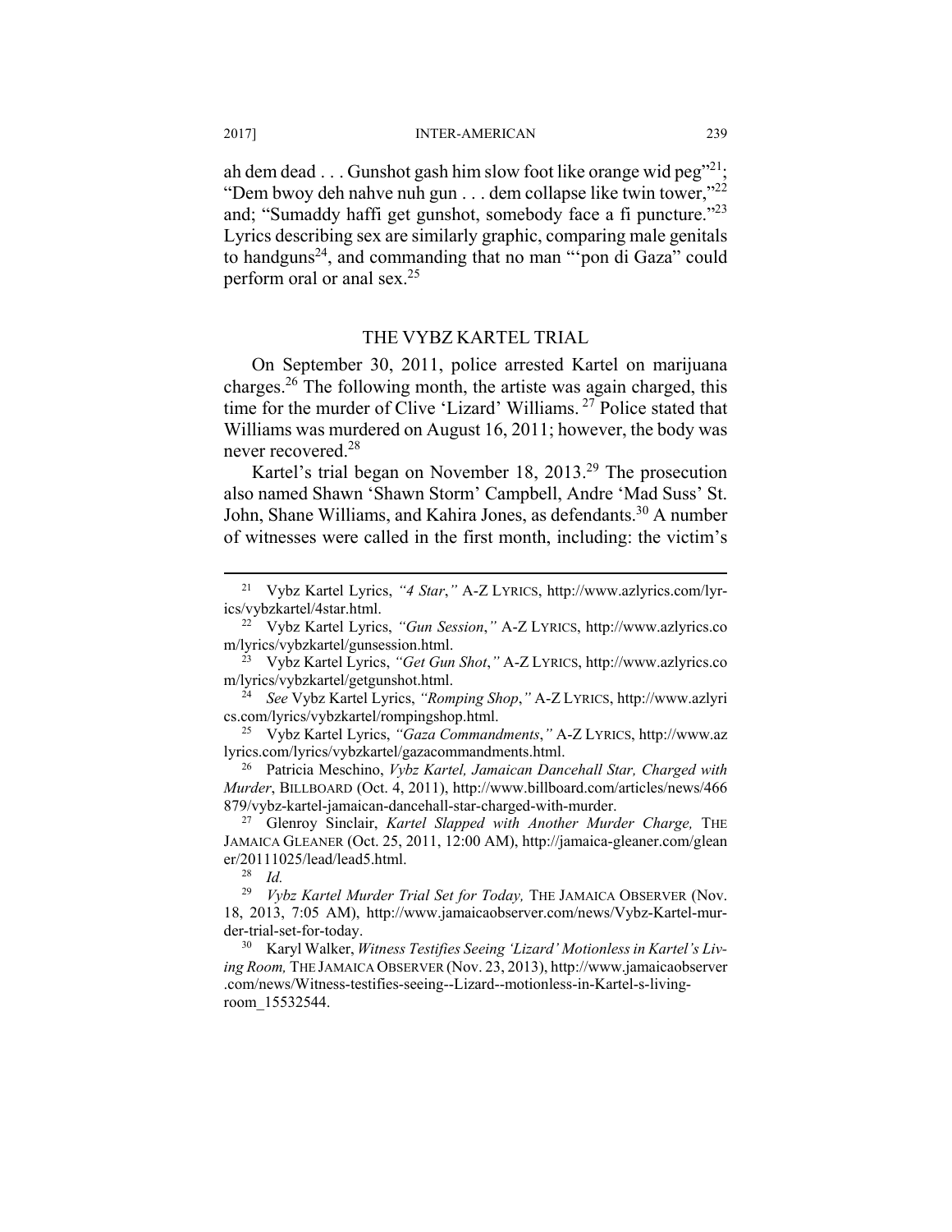ah dem dead . . . Gunshot gash him slow foot like orange wid peg"[21]; "Dem bwoy deh nahve nuh gun . . . dem collapse like twin tower,"[22] and; "Sumaddy haffi get gunshot, somebody face a fi puncture."[23] Lyrics describing sex are similarly graphic, comparing male genitals to handguns[24], and commanding that no man "'pon di Gaza" could perform oral or anal sex.[25]

## THE VYBZ KARTEL TRIAL

On September 30, 2011, police arrested Kartel on marijuana charges.[26] The following month, the artiste was again charged, this time for the murder of Clive 'Lizard' Williams.[27] Police stated that Williams was murdered on August 16, 2011; however, the body was never recovered.[28]

Kartel's trial began on November 18, 2013.[29] The prosecution also named Shawn 'Shawn Storm' Campbell, Andre 'Mad Suss' St. John, Shane Williams, and Kahira Jones, as defendants.[30] A number of witnesses were called in the first month, including: the victim's

---

[21] Vybz Kartel Lyrics, *"4 Star*,*"* A-Z LYRICS, http://www.azlyrics.com/lyrics/vybzkartel/4star.html.

[22] Vybz Kartel Lyrics, *"Gun Session*,*"* A-Z LYRICS, http://www.azlyrics.com/lyrics/vybzkartel/gunsession.html.

[23] Vybz Kartel Lyrics, *"Get Gun Shot*,*"* A-Z LYRICS, http://www.azlyrics.com/lyrics/vybzkartel/getgunshot.html.

[24] *See* Vybz Kartel Lyrics, *"Romping Shop*,*"* A-Z LYRICS, http://www.azlyrics.com/lyrics/vybzkartel/rompingshop.html.

[25] Vybz Kartel Lyrics, *"Gaza Commandments*,*"* A-Z LYRICS, http://www.azlyrics.com/lyrics/vybzkartel/gazacommandments.html.

[26] Patricia Meschino, *Vybz Kartel, Jamaican Dancehall Star, Charged with Murder*, BILLBOARD (Oct. 4, 2011), http://www.billboard.com/articles/news/466879/vybz-kartel-jamaican-dancehall-star-charged-with-murder.

[27] Glenroy Sinclair, *Kartel Slapped with Another Murder Charge,* THE JAMAICA GLEANER (Oct. 25, 2011, 12:00 AM), http://jamaica-gleaner.com/gleaner/20111025/lead/lead5.html.

[28] *Id.*

[29] *Vybz Kartel Murder Trial Set for Today,* THE JAMAICA OBSERVER (Nov. 18, 2013, 7:05 AM), http://www.jamaicaobserver.com/news/Vybz-Kartel-murder-trial-set-for-today.

[30] Karyl Walker, *Witness Testifies Seeing 'Lizard' Motionless in Kartel's Living Room,* THE JAMAICA OBSERVER (Nov. 23, 2013), http://www.jamaicaobserver.com/news/Witness-testifies-seeing--Lizard--motionless-in-Kartel-s-living-room_15532544.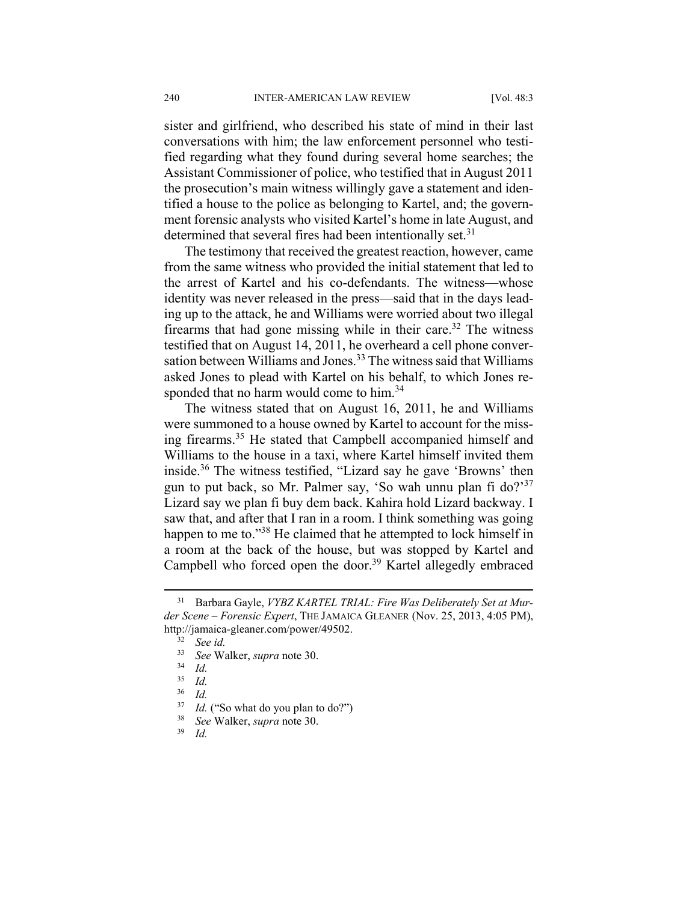sister and girlfriend, who described his state of mind in their last conversations with him; the law enforcement personnel who testified regarding what they found during several home searches; the Assistant Commissioner of police, who testified that in August 2011 the prosecution's main witness willingly gave a statement and identified a house to the police as belonging to Kartel, and; the government forensic analysts who visited Kartel's home in late August, and determined that several fires had been intentionally set.[31]

The testimony that received the greatest reaction, however, came from the same witness who provided the initial statement that led to the arrest of Kartel and his co-defendants. The witness—whose identity was never released in the press—said that in the days leading up to the attack, he and Williams were worried about two illegal firearms that had gone missing while in their care.[32] The witness testified that on August 14, 2011, he overheard a cell phone conversation between Williams and Jones.[33] The witness said that Williams asked Jones to plead with Kartel on his behalf, to which Jones responded that no harm would come to him.[34]

The witness stated that on August 16, 2011, he and Williams were summoned to a house owned by Kartel to account for the missing firearms.[35] He stated that Campbell accompanied himself and Williams to the house in a taxi, where Kartel himself invited them inside.[36] The witness testified, "Lizard say he gave 'Browns' then gun to put back, so Mr. Palmer say, 'So wah unnu plan fi do?'[37] Lizard say we plan fi buy dem back. Kahira hold Lizard backway. I saw that, and after that I ran in a room. I think something was going happen to me to."[38] He claimed that he attempted to lock himself in a room at the back of the house, but was stopped by Kartel and Campbell who forced open the door.[39] Kartel allegedly embraced

---

[31] Barbara Gayle, *VYBZ KARTEL TRIAL: Fire Was Deliberately Set at Murder Scene – Forensic Expert*, THE JAMAICA GLEANER (Nov. 25, 2013, 4:05 PM), http://jamaica-gleaner.com/power/49502.

[32] *See id.*

[33] *See* Walker, *supra* note 30.

[34] *Id.*

[35] *Id.*

[36] *Id.*

[37] *Id.* ("So what do you plan to do?")

[38] *See* Walker, *supra* note 30.

[39] *Id.*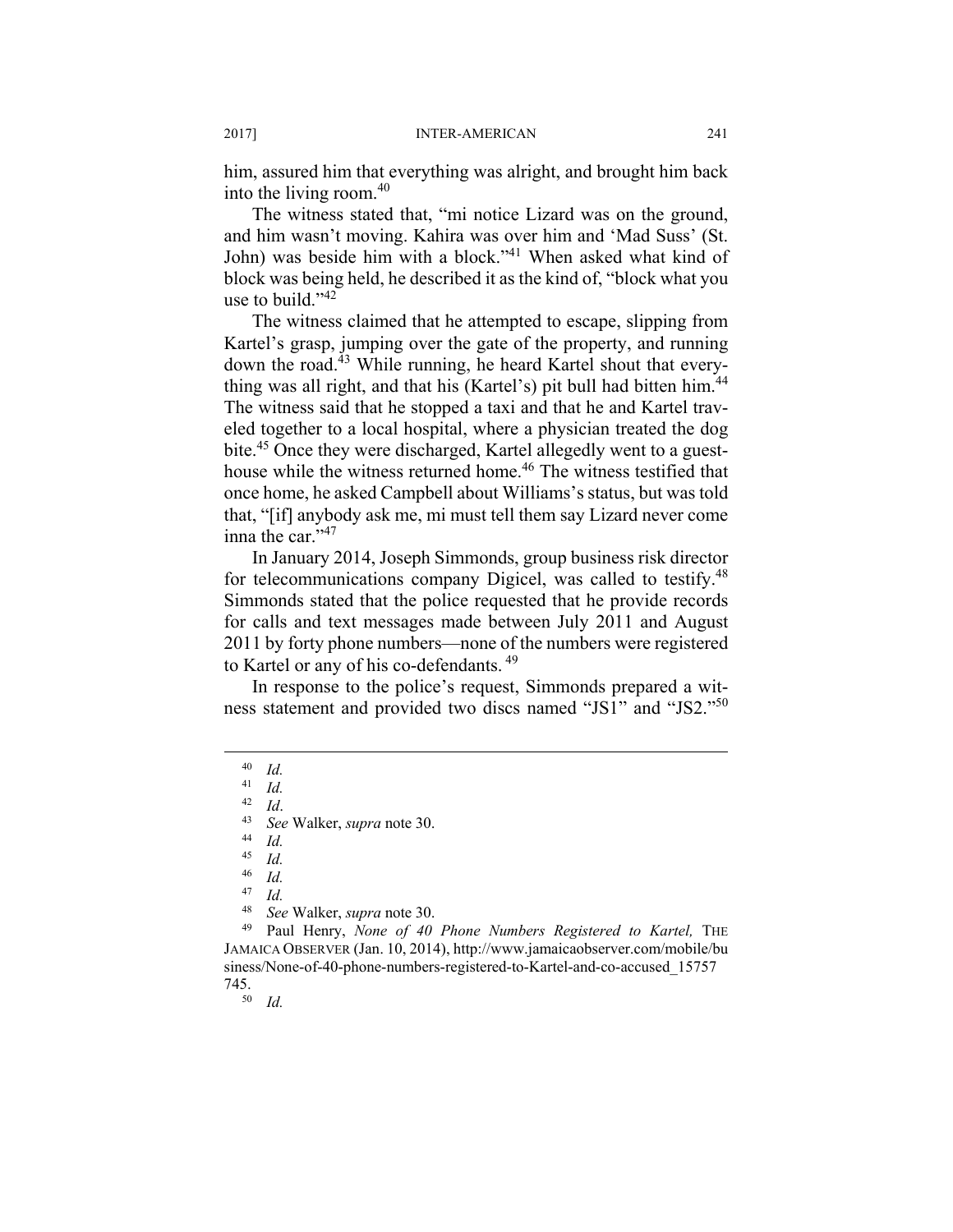him, assured him that everything was alright, and brought him back into the living room.[40]

The witness stated that, "mi notice Lizard was on the ground, and him wasn't moving. Kahira was over him and 'Mad Suss' (St. John) was beside him with a block."[41] When asked what kind of block was being held, he described it as the kind of, "block what you use to build."[42]

The witness claimed that he attempted to escape, slipping from Kartel's grasp, jumping over the gate of the property, and running down the road.[43] While running, he heard Kartel shout that everything was all right, and that his (Kartel's) pit bull had bitten him.[44] The witness said that he stopped a taxi and that he and Kartel traveled together to a local hospital, where a physician treated the dog bite.[45] Once they were discharged, Kartel allegedly went to a guesthouse while the witness returned home.[46] The witness testified that once home, he asked Campbell about Williams's status, but was told that, "[if] anybody ask me, mi must tell them say Lizard never come inna the car."[47]

In January 2014, Joseph Simmonds, group business risk director for telecommunications company Digicel, was called to testify.[48] Simmonds stated that the police requested that he provide records for calls and text messages made between July 2011 and August 2011 by forty phone numbers—none of the numbers were registered to Kartel or any of his co-defendants.[49]

In response to the police's request, Simmonds prepared a witness statement and provided two discs named "JS1" and "JS2."[50]

---

[40] *Id.*
[41] *Id.*
[42] *Id*.
[43] *See* Walker, *supra* note 30.
[44] *Id.*
[45] *Id.*
[46] *Id.*
[47] *Id.*
[48] *See* Walker, *supra* note 30.
[49] Paul Henry, *None of 40 Phone Numbers Registered to Kartel,* THE JAMAICA OBSERVER (Jan. 10, 2014), http://www.jamaicaobserver.com/mobile/business/None-of-40-phone-numbers-registered-to-Kartel-and-co-accused_15757745.
[50] *Id.*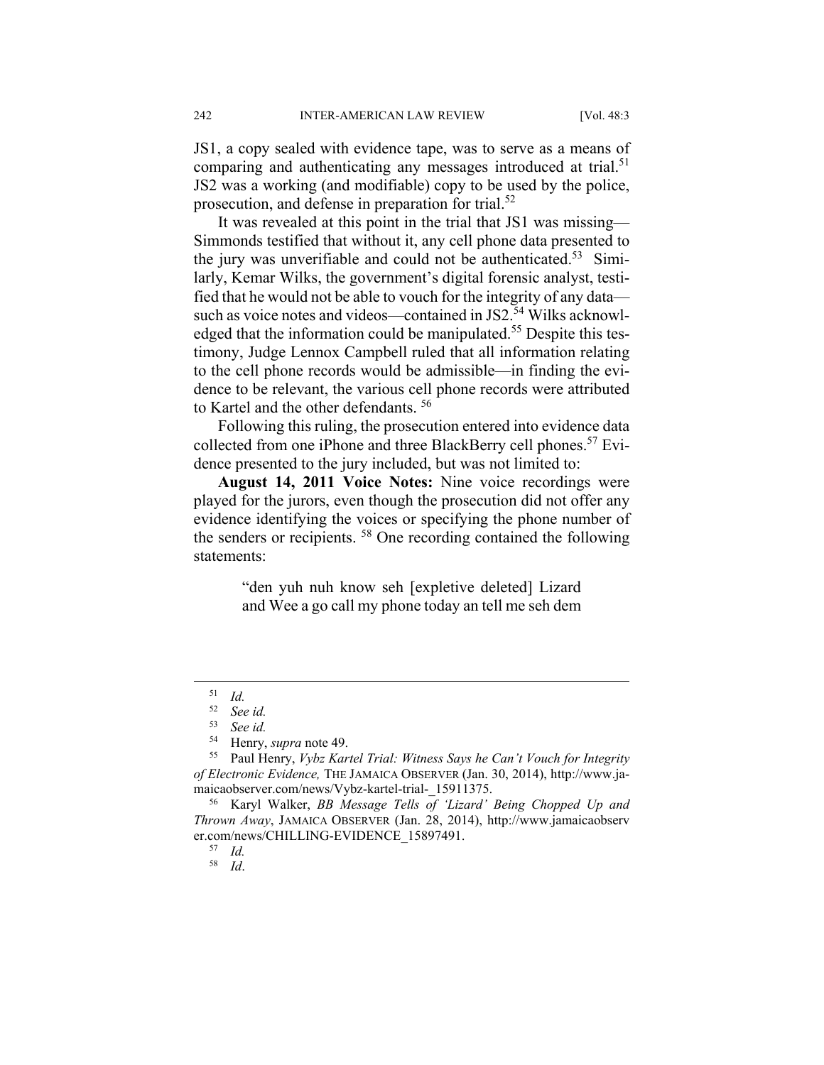JS1, a copy sealed with evidence tape, was to serve as a means of comparing and authenticating any messages introduced at trial.[51] JS2 was a working (and modifiable) copy to be used by the police, prosecution, and defense in preparation for trial.[52]

It was revealed at this point in the trial that JS1 was missing—Simmonds testified that without it, any cell phone data presented to the jury was unverifiable and could not be authenticated.[53] Similarly, Kemar Wilks, the government's digital forensic analyst, testified that he would not be able to vouch for the integrity of any data—such as voice notes and videos—contained in JS2.[54] Wilks acknowledged that the information could be manipulated.[55] Despite this testimony, Judge Lennox Campbell ruled that all information relating to the cell phone records would be admissible—in finding the evidence to be relevant, the various cell phone records were attributed to Kartel and the other defendants.[56]

Following this ruling, the prosecution entered into evidence data collected from one iPhone and three BlackBerry cell phones.[57] Evidence presented to the jury included, but was not limited to:

**August 14, 2011 Voice Notes:** Nine voice recordings were played for the jurors, even though the prosecution did not offer any evidence identifying the voices or specifying the phone number of the senders or recipients.[58] One recording contained the following statements:

> "den yuh nuh know seh [expletive deleted] Lizard and Wee a go call my phone today an tell me seh dem

---

[51] *Id.*

[52] *See id.*

[53] *See id.*

[54] Henry, *supra* note 49.

[55] Paul Henry, *Vybz Kartel Trial: Witness Says he Can't Vouch for Integrity of Electronic Evidence,* THE JAMAICA OBSERVER (Jan. 30, 2014), http://www.jamaicaobserver.com/news/Vybz-kartel-trial-_15911375.

[56] Karyl Walker, *BB Message Tells of 'Lizard' Being Chopped Up and Thrown Away*, JAMAICA OBSERVER (Jan. 28, 2014), http://www.jamaicaobserver.com/news/CHILLING-EVIDENCE_15897491.

[57] *Id.*

[58] *Id*.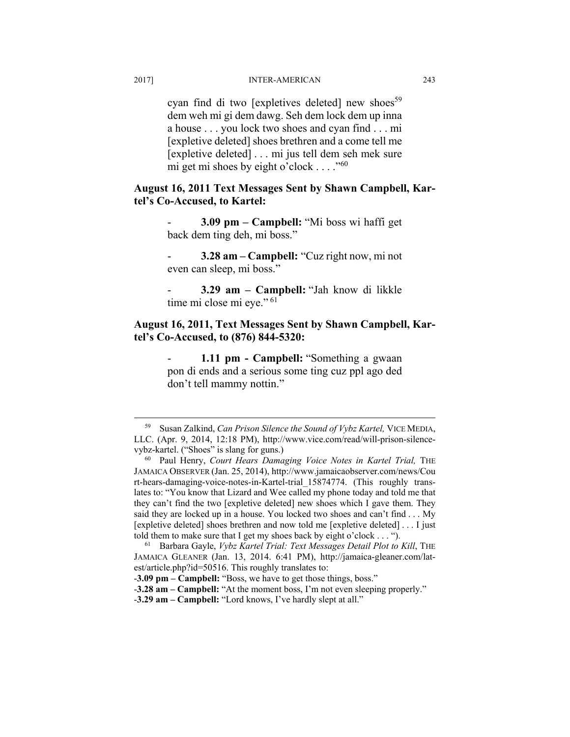> cyan find di two [expletives deleted] new shoes[59] dem weh mi gi dem dawg. Seh dem lock dem up inna a house . . . you lock two shoes and cyan find . . . mi [expletive deleted] shoes brethren and a come tell me [expletive deleted] . . . mi jus tell dem seh mek sure mi get mi shoes by eight o'clock . . . ."[60]

**August 16, 2011 Text Messages Sent by Shawn Campbell, Kartel's Co-Accused, to Kartel:**

> - **3.09 pm – Campbell:** "Mi boss wi haffi get back dem ting deh, mi boss."
> - **3.28 am – Campbell:** "Cuz right now, mi not even can sleep, mi boss."
> - **3.29 am – Campbell:** "Jah know di likkle time mi close mi eye." [61]

**August 16, 2011, Text Messages Sent by Shawn Campbell, Kartel's Co-Accused, to (876) 844-5320:**

> - **1.11 pm - Campbell:** "Something a gwaan pon di ends and a serious some ting cuz ppl ago ded don't tell mammy nottin."

---

[59] Susan Zalkind, *Can Prison Silence the Sound of Vybz Kartel,* VICE MEDIA, LLC. (Apr. 9, 2014, 12:18 PM), http://www.vice.com/read/will-prison-silence-vybz-kartel. ("Shoes" is slang for guns.)

[60] Paul Henry, *Court Hears Damaging Voice Notes in Kartel Trial,* THE JAMAICA OBSERVER (Jan. 25, 2014), http://www.jamaicaobserver.com/news/Court-hears-damaging-voice-notes-in-Kartel-trial_15874774. (This roughly translates to: "You know that Lizard and Wee called my phone today and told me that they can't find the two [expletive deleted] new shoes which I gave them. They said they are locked up in a house. You locked two shoes and can't find . . . My [expletive deleted] shoes brethren and now told me [expletive deleted] . . . I just told them to make sure that I get my shoes back by eight o'clock . . . ").

[61] Barbara Gayle, *Vybz Kartel Trial: Text Messages Detail Plot to Kill*, THE JAMAICA GLEANER (Jan. 13, 2014. 6:41 PM), http://jamaica-gleaner.com/latest/article.php?id=50516. This roughly translates to:

-**3.09 pm – Campbell:** "Boss, we have to get those things, boss."

-**3.28 am – Campbell:** "At the moment boss, I'm not even sleeping properly."

-**3.29 am – Campbell:** "Lord knows, I've hardly slept at all."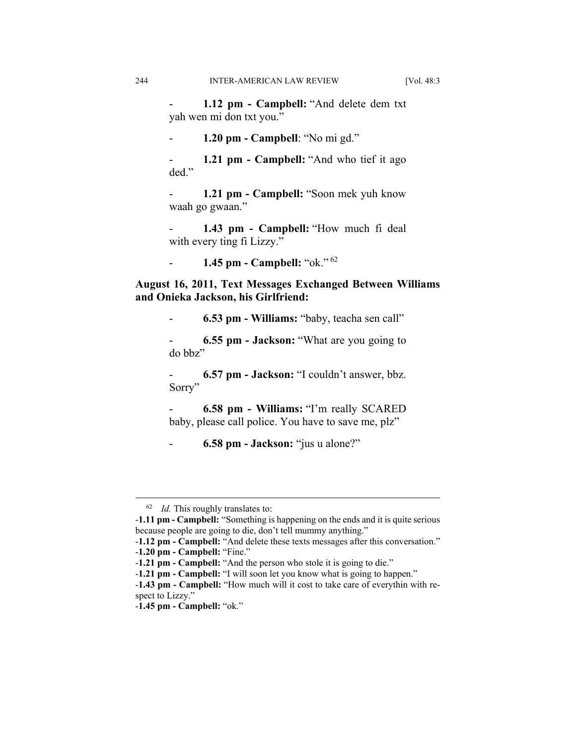- **1.12 pm - Campbell:** "And delete dem txt yah wen mi don txt you."

- **1.20 pm - Campbell**: "No mi gd."

- **1.21 pm - Campbell:** "And who tief it ago ded."

- **1.21 pm - Campbell:** "Soon mek yuh know waah go gwaan."

- **1.43 pm - Campbell:** "How much fi deal with every ting fi Lizzy."

- **1.45 pm - Campbell:** "ok." [62]

**August 16, 2011, Text Messages Exchanged Between Williams and Onieka Jackson, his Girlfriend:**

- **6.53 pm - Williams:** "baby, teacha sen call"

- **6.55 pm - Jackson:** "What are you going to do bbz"

- **6.57 pm - Jackson:** "I couldn't answer, bbz. Sorry"

- **6.58 pm - Williams:** "I'm really SCARED baby, please call police. You have to save me, plz"

- **6.58 pm - Jackson:** "jus u alone?"

---

[62] *Id.* This roughly translates to:

-**1.11 pm - Campbell:** "Something is happening on the ends and it is quite serious because people are going to die, don't tell mummy anything."

-**1.12 pm - Campbell:** "And delete these texts messages after this conversation."

-**1.20 pm - Campbell:** "Fine."

-**1.21 pm - Campbell:** "And the person who stole it is going to die."

-**1.21 pm - Campbell:** "I will soon let you know what is going to happen."

-**1.43 pm - Campbell:** "How much will it cost to take care of everythin with respect to Lizzy."

-**1.45 pm - Campbell:** "ok."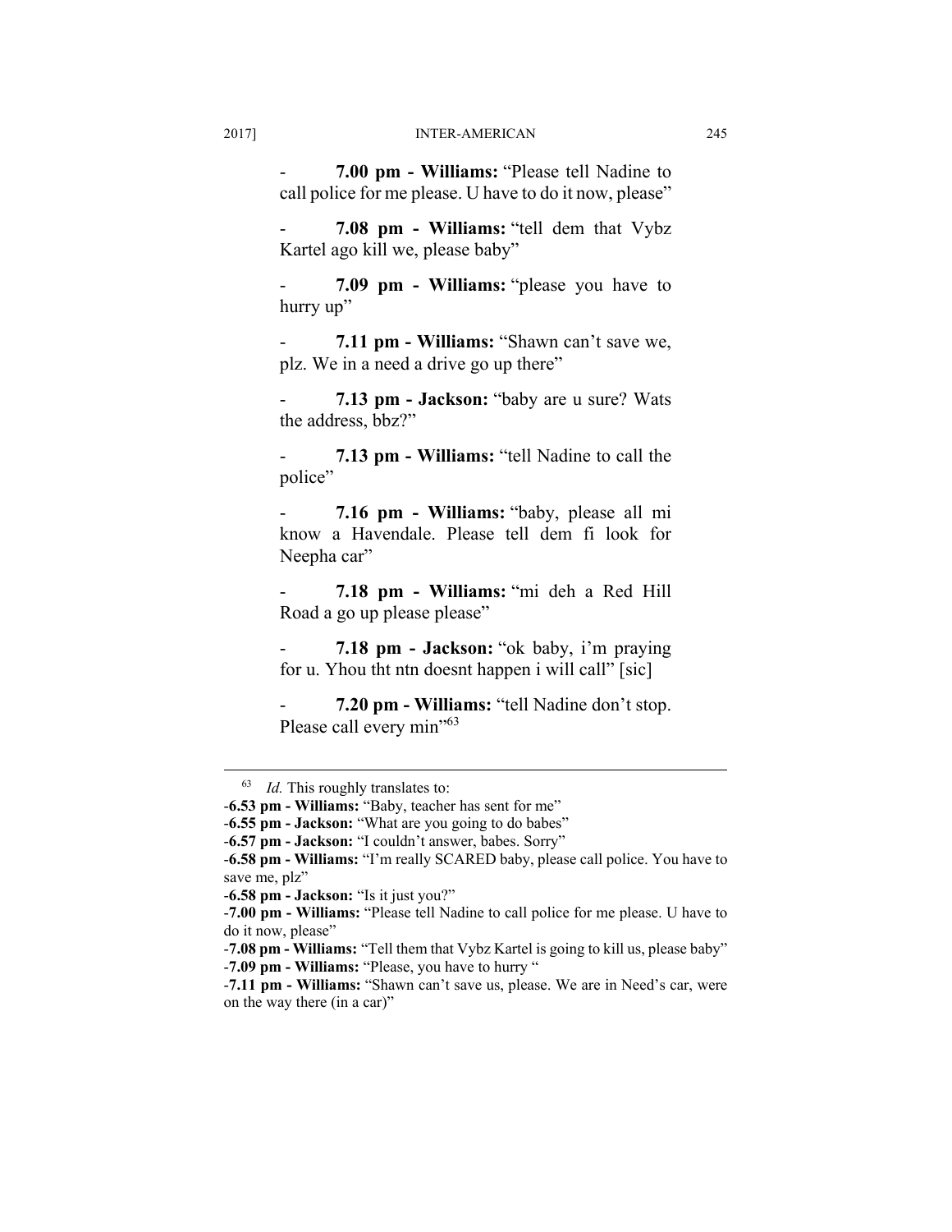- **7.00 pm - Williams:** "Please tell Nadine to call police for me please. U have to do it now, please"

- **7.08 pm - Williams:** "tell dem that Vybz Kartel ago kill we, please baby"

- **7.09 pm - Williams:** "please you have to hurry up"

- **7.11 pm - Williams:** "Shawn can't save we, plz. We in a need a drive go up there"

- **7.13 pm - Jackson:** "baby are u sure? Wats the address, bbz?"

- **7.13 pm - Williams:** "tell Nadine to call the police"

- **7.16 pm - Williams:** "baby, please all mi know a Havendale. Please tell dem fi look for Neepha car"

- **7.18 pm - Williams:** "mi deh a Red Hill Road a go up please please"

- **7.18 pm - Jackson:** "ok baby, i'm praying for u. Yhou tht ntn doesnt happen i will call" [sic]

- **7.20 pm - Williams:** "tell Nadine don't stop. Please call every min"[63]

---

[63] *Id.* This roughly translates to:

-**6.53 pm - Williams:** "Baby, teacher has sent for me"

-**6.55 pm - Jackson:** "What are you going to do babes"

-**6.57 pm - Jackson:** "I couldn't answer, babes. Sorry"

-**6.58 pm - Williams:** "I'm really SCARED baby, please call police. You have to save me, plz"

-**6.58 pm - Jackson:** "Is it just you?"

-**7.00 pm - Williams:** "Please tell Nadine to call police for me please. U have to do it now, please"

-**7.08 pm - Williams:** "Tell them that Vybz Kartel is going to kill us, please baby"

-**7.09 pm - Williams:** "Please, you have to hurry "

-**7.11 pm - Williams:** "Shawn can't save us, please. We are in Need's car, were on the way there (in a car)"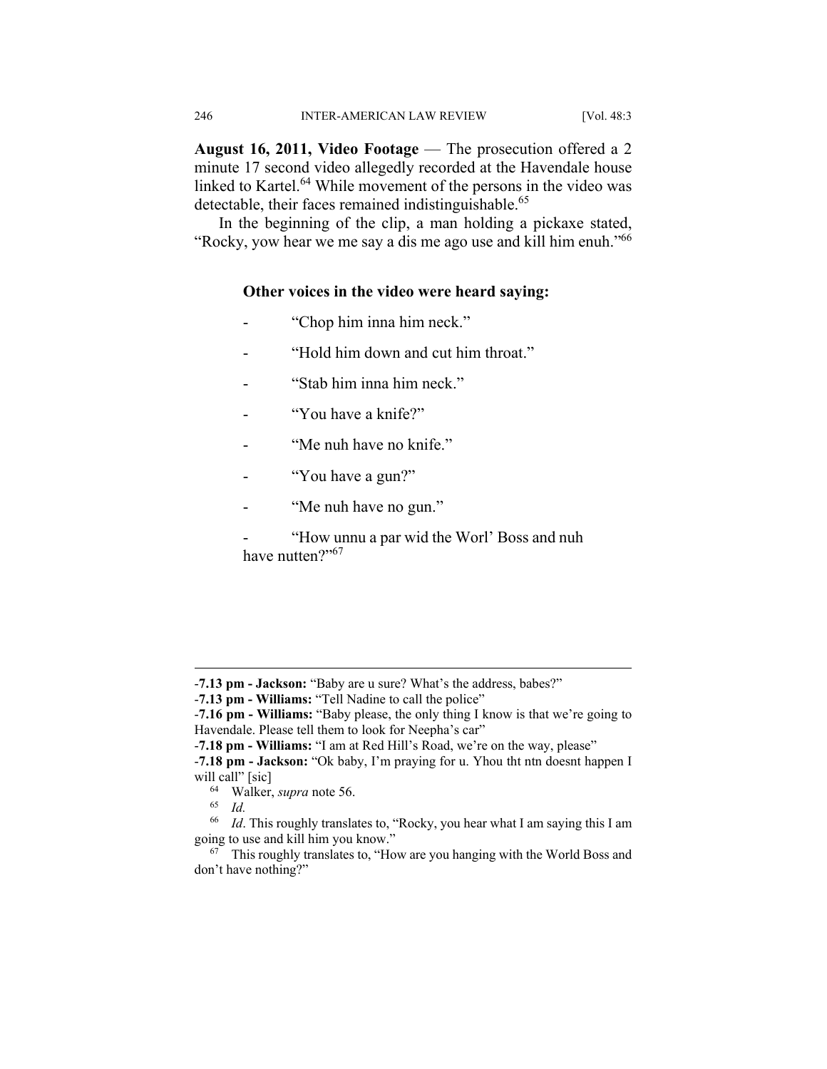**August 16, 2011, Video Footage** — The prosecution offered a 2 minute 17 second video allegedly recorded at the Havendale house linked to Kartel.[64] While movement of the persons in the video was detectable, their faces remained indistinguishable.[65]

In the beginning of the clip, a man holding a pickaxe stated, "Rocky, yow hear we me say a dis me ago use and kill him enuh."[66]

**Other voices in the video were heard saying:**

- "Chop him inna him neck."
- "Hold him down and cut him throat."
- "Stab him inna him neck."
- "You have a knife?"
- "Me nuh have no knife."
- "You have a gun?"
- "Me nuh have no gun."
- "How unnu a par wid the Worl' Boss and nuh have nutten?"[67]

---

-**7.13 pm - Jackson:** "Baby are u sure? What's the address, babes?"

-**7.13 pm - Williams:** "Tell Nadine to call the police"

-**7.16 pm - Williams:** "Baby please, the only thing I know is that we're going to Havendale. Please tell them to look for Neepha's car"

-**7.18 pm - Williams:** "I am at Red Hill's Road, we're on the way, please"

-**7.18 pm - Jackson:** "Ok baby, I'm praying for u. Yhou tht ntn doesnt happen I will call" [sic]

[64] Walker, *supra* note 56.

[65] *Id.*

[66] *Id*. This roughly translates to, "Rocky, you hear what I am saying this I am going to use and kill him you know."

[67] This roughly translates to, "How are you hanging with the World Boss and don't have nothing?"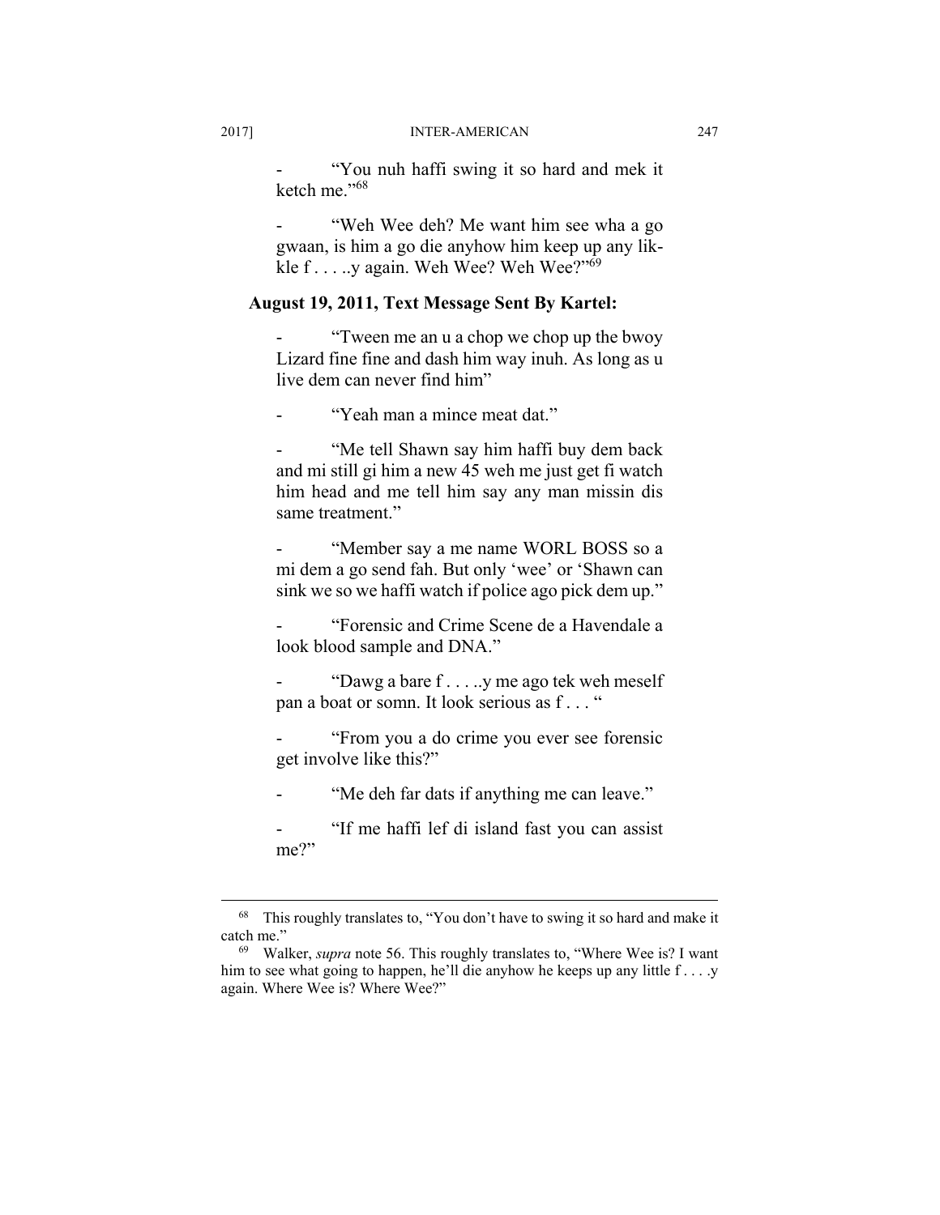- "You nuh haffi swing it so hard and mek it ketch me."[68]

- "Weh Wee deh? Me want him see wha a go gwaan, is him a go die anyhow him keep up any likkle f . . . ..y again. Weh Wee? Weh Wee?"[69]

**August 19, 2011, Text Message Sent By Kartel:**

- "Tween me an u a chop we chop up the bwoy Lizard fine fine and dash him way inuh. As long as u live dem can never find him"

- "Yeah man a mince meat dat."

- "Me tell Shawn say him haffi buy dem back and mi still gi him a new 45 weh me just get fi watch him head and me tell him say any man missin dis same treatment."

- "Member say a me name WORL BOSS so a mi dem a go send fah. But only 'wee' or 'Shawn can sink we so we haffi watch if police ago pick dem up."

- "Forensic and Crime Scene de a Havendale a look blood sample and DNA."

- "Dawg a bare f . . . ..y me ago tek weh meself pan a boat or somn. It look serious as f . . . "

- "From you a do crime you ever see forensic get involve like this?"

- "Me deh far dats if anything me can leave."

- "If me haffi lef di island fast you can assist me?"

---

[68] This roughly translates to, "You don't have to swing it so hard and make it catch me."

[69] Walker, *supra* note 56. This roughly translates to, "Where Wee is? I want him to see what going to happen, he'll die anyhow he keeps up any little f . . . .y again. Where Wee is? Where Wee?"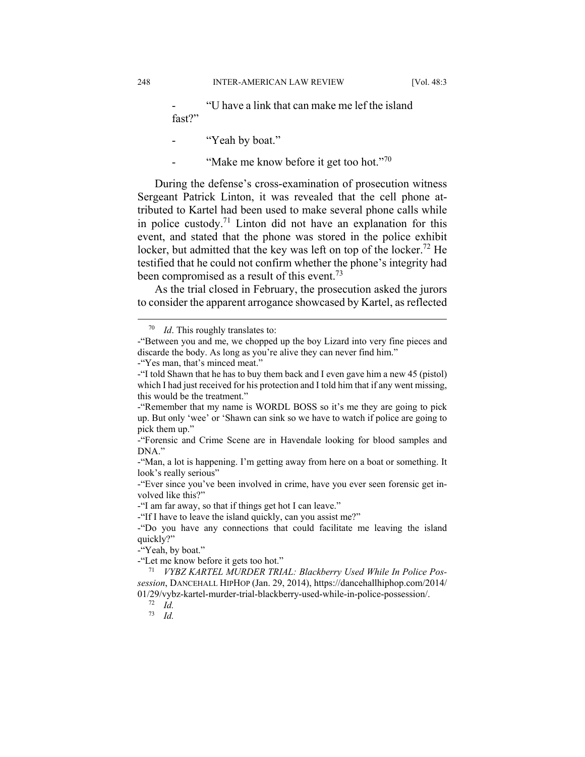- “U have a link that can make me lef the island fast?”

- “Yeah by boat.”

- “Make me know before it get too hot.”[70]

During the defense’s cross-examination of prosecution witness Sergeant Patrick Linton, it was revealed that the cell phone attributed to Kartel had been used to make several phone calls while in police custody.[71] Linton did not have an explanation for this event, and stated that the phone was stored in the police exhibit locker, but admitted that the key was left on top of the locker.[72] He testified that he could not confirm whether the phone’s integrity had been compromised as a result of this event.[73]

As the trial closed in February, the prosecution asked the jurors to consider the apparent arrogance showcased by Kartel, as reflected

---

[70] *Id*. This roughly translates to:

-“Between you and me, we chopped up the boy Lizard into very fine pieces and discarde the body. As long as you’re alive they can never find him.”

-“Yes man, that’s minced meat.”

-“I told Shawn that he has to buy them back and I even gave him a new 45 (pistol) which I had just received for his protection and I told him that if any went missing, this would be the treatment.”

-“Remember that my name is WORDL BOSS so it’s me they are going to pick up. But only ‘wee’ or ‘Shawn can sink so we have to watch if police are going to pick them up.”

-“Forensic and Crime Scene are in Havendale looking for blood samples and DNA.”

-“Man, a lot is happening. I’m getting away from here on a boat or something. It look’s really serious”

-“Ever since you’ve been involved in crime, have you ever seen forensic get involved like this?”

-“I am far away, so that if things get hot I can leave.”

-“If I have to leave the island quickly, can you assist me?”

-“Do you have any connections that could facilitate me leaving the island quickly?”

-“Yeah, by boat.”

-“Let me know before it gets too hot.”

[71] *VYBZ KARTEL MURDER TRIAL: Blackberry Used While In Police Possession*, DANCEHALL HIPHOP (Jan. 29, 2014), https://dancehallhiphop.com/2014/01/29/vybz-kartel-murder-trial-blackberry-used-while-in-police-possession/.

[72] *Id.*

[73] *Id.*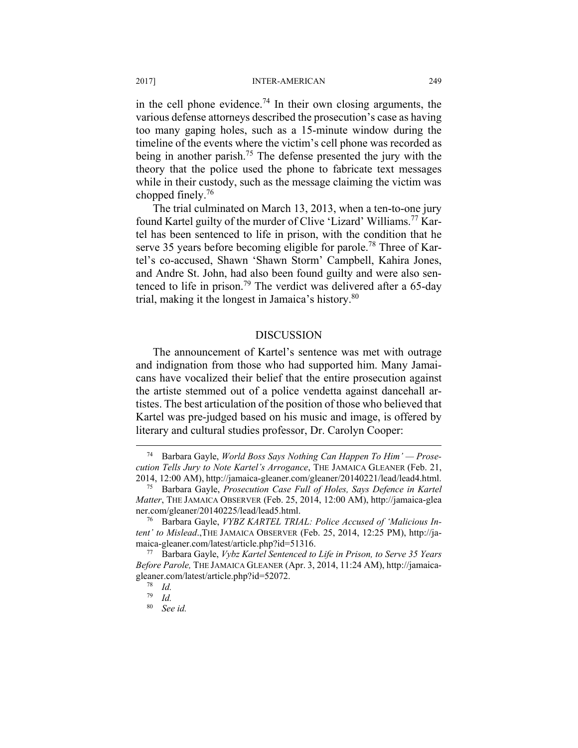in the cell phone evidence.[74] In their own closing arguments, the various defense attorneys described the prosecution's case as having too many gaping holes, such as a 15-minute window during the timeline of the events where the victim's cell phone was recorded as being in another parish.[75] The defense presented the jury with the theory that the police used the phone to fabricate text messages while in their custody, such as the message claiming the victim was chopped finely.[76]

The trial culminated on March 13, 2013, when a ten-to-one jury found Kartel guilty of the murder of Clive 'Lizard' Williams.[77] Kartel has been sentenced to life in prison, with the condition that he serve 35 years before becoming eligible for parole.[78] Three of Kartel's co-accused, Shawn 'Shawn Storm' Campbell, Kahira Jones, and Andre St. John, had also been found guilty and were also sentenced to life in prison.[79] The verdict was delivered after a 65-day trial, making it the longest in Jamaica's history.[80]

## DISCUSSION

The announcement of Kartel's sentence was met with outrage and indignation from those who had supported him. Many Jamaicans have vocalized their belief that the entire prosecution against the artiste stemmed out of a police vendetta against dancehall artistes. The best articulation of the position of those who believed that Kartel was pre-judged based on his music and image, is offered by literary and cultural studies professor, Dr. Carolyn Cooper:

---

[74] Barbara Gayle, *World Boss Says Nothing Can Happen To Him' — Prosecution Tells Jury to Note Kartel's Arrogance*, THE JAMAICA GLEANER (Feb. 21, 2014, 12:00 AM), http://jamaica-gleaner.com/gleaner/20140221/lead/lead4.html.

[75] Barbara Gayle, *Prosecution Case Full of Holes, Says Defence in Kartel Matter*, THE JAMAICA OBSERVER (Feb. 25, 2014, 12:00 AM), http://jamaica-gleaner.com/gleaner/20140225/lead/lead5.html.

[76] Barbara Gayle, *VYBZ KARTEL TRIAL: Police Accused of 'Malicious Intent' to Mislead*.,THE JAMAICA OBSERVER (Feb. 25, 2014, 12:25 PM), http://jamaica-gleaner.com/latest/article.php?id=51316.

[77] Barbara Gayle, *Vybz Kartel Sentenced to Life in Prison, to Serve 35 Years Before Parole,* THE JAMAICA GLEANER (Apr. 3, 2014, 11:24 AM), http://jamaica-gleaner.com/latest/article.php?id=52072.

[78] *Id.*

[79] *Id.*

[80] *See id.*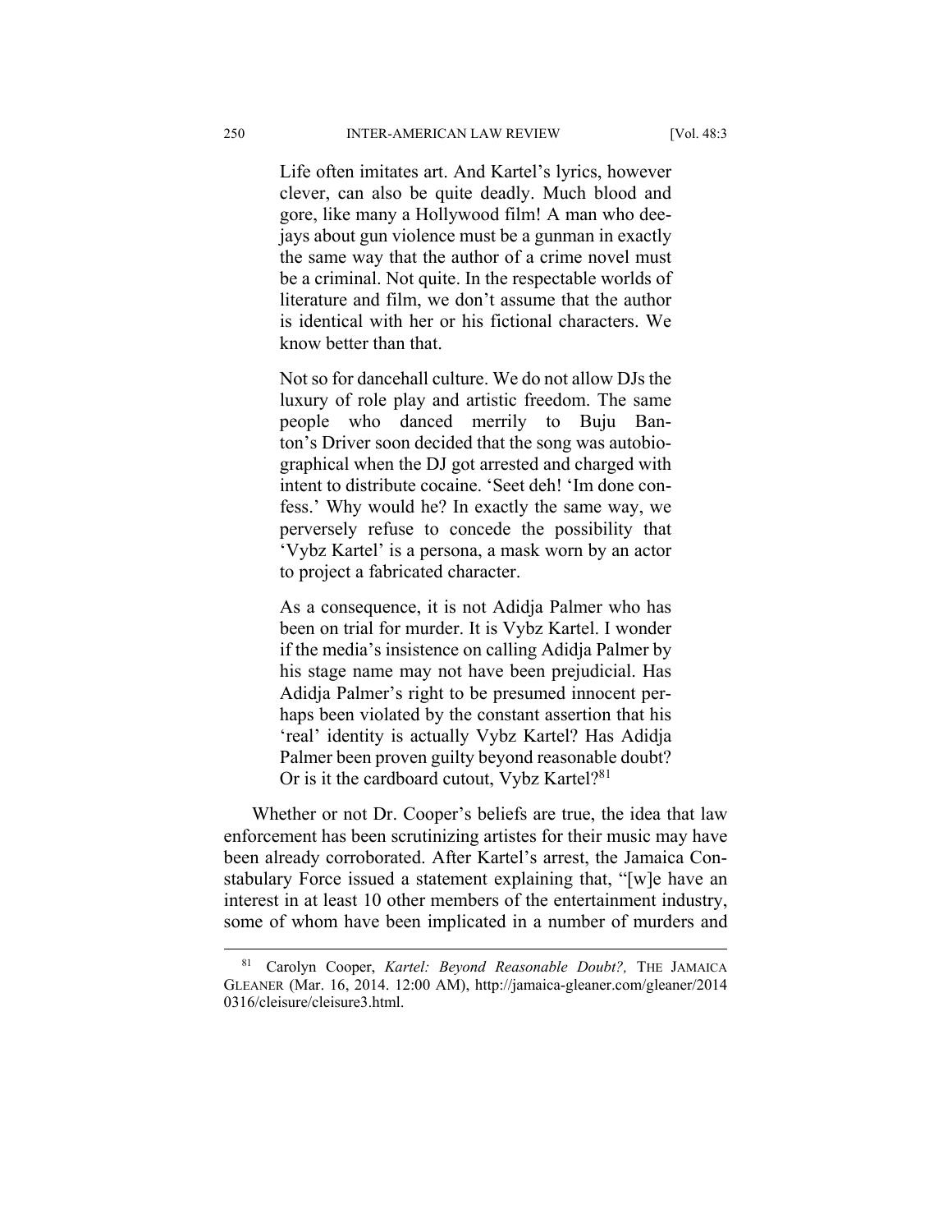> Life often imitates art. And Kartel's lyrics, however clever, can also be quite deadly. Much blood and gore, like many a Hollywood film! A man who deejays about gun violence must be a gunman in exactly the same way that the author of a crime novel must be a criminal. Not quite. In the respectable worlds of literature and film, we don't assume that the author is identical with her or his fictional characters. We know better than that.
>
> Not so for dancehall culture. We do not allow DJs the luxury of role play and artistic freedom. The same people who danced merrily to Buju Banton's Driver soon decided that the song was autobiographical when the DJ got arrested and charged with intent to distribute cocaine. 'Seet deh! 'Im done confess.' Why would he? In exactly the same way, we perversely refuse to concede the possibility that 'Vybz Kartel' is a persona, a mask worn by an actor to project a fabricated character.
>
> As a consequence, it is not Adidja Palmer who has been on trial for murder. It is Vybz Kartel. I wonder if the media's insistence on calling Adidja Palmer by his stage name may not have been prejudicial. Has Adidja Palmer's right to be presumed innocent perhaps been violated by the constant assertion that his 'real' identity is actually Vybz Kartel? Has Adidja Palmer been proven guilty beyond reasonable doubt? Or is it the cardboard cutout, Vybz Kartel?[81]

Whether or not Dr. Cooper's beliefs are true, the idea that law enforcement has been scrutinizing artistes for their music may have been already corroborated. After Kartel's arrest, the Jamaica Constabulary Force issued a statement explaining that, "[w]e have an interest in at least 10 other members of the entertainment industry, some of whom have been implicated in a number of murders and

---

[81] Carolyn Cooper, *Kartel: Beyond Reasonable Doubt?,* THE JAMAICA GLEANER (Mar. 16, 2014. 12:00 AM), http://jamaica-gleaner.com/gleaner/20140316/cleisure/cleisure3.html.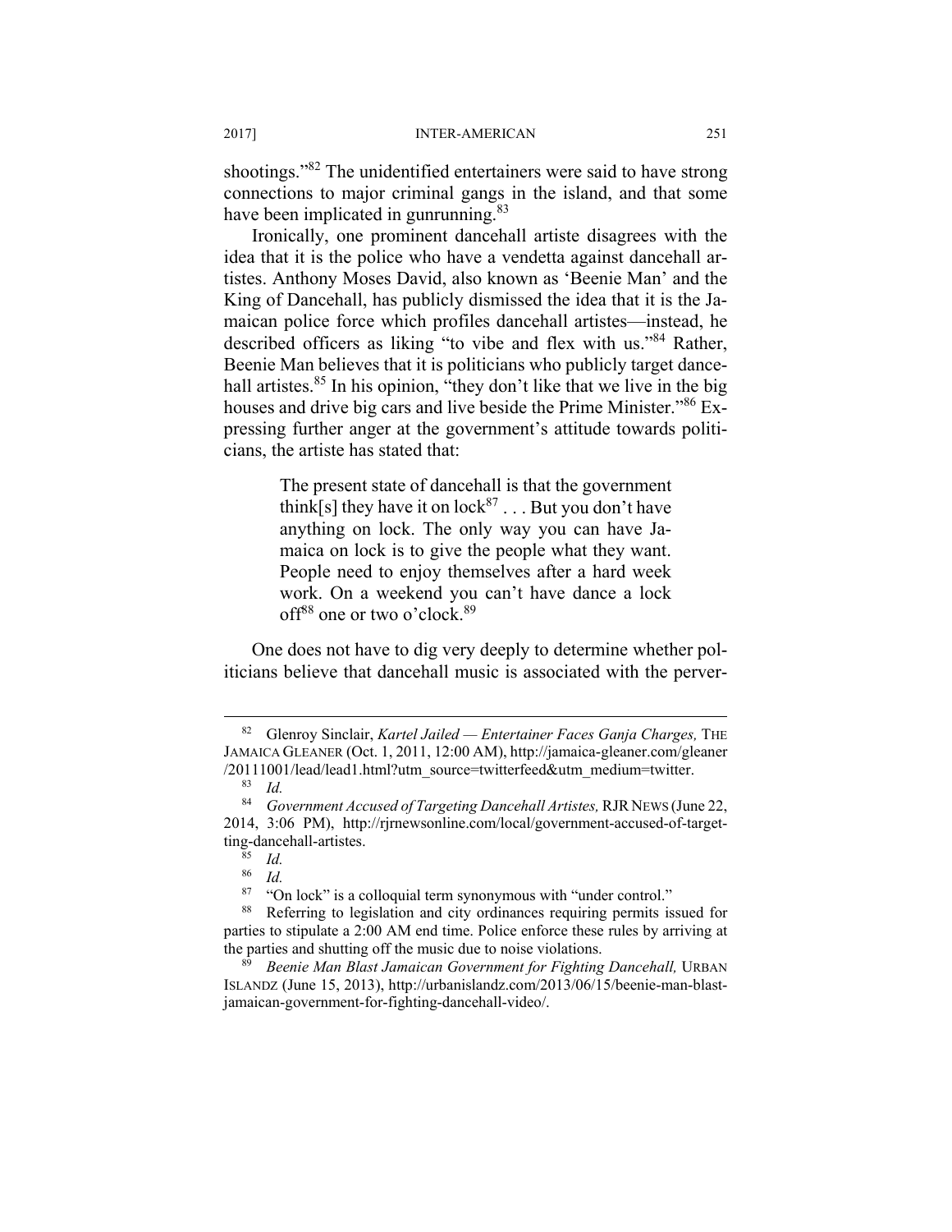shootings."[82] The unidentified entertainers were said to have strong connections to major criminal gangs in the island, and that some have been implicated in gunrunning.[83]

Ironically, one prominent dancehall artiste disagrees with the idea that it is the police who have a vendetta against dancehall artistes. Anthony Moses David, also known as 'Beenie Man' and the King of Dancehall, has publicly dismissed the idea that it is the Jamaican police force which profiles dancehall artistes—instead, he described officers as liking "to vibe and flex with us."[84] Rather, Beenie Man believes that it is politicians who publicly target dancehall artistes.[85] In his opinion, "they don't like that we live in the big houses and drive big cars and live beside the Prime Minister."[86] Expressing further anger at the government's attitude towards politicians, the artiste has stated that:

> The present state of dancehall is that the government think[s] they have it on lock[87] . . . But you don't have anything on lock. The only way you can have Jamaica on lock is to give the people what they want. People need to enjoy themselves after a hard week work. On a weekend you can't have dance a lock off[88] one or two o'clock.[89]

One does not have to dig very deeply to determine whether politicians believe that dancehall music is associated with the perver-

---

[82] Glenroy Sinclair, *Kartel Jailed — Entertainer Faces Ganja Charges,* THE JAMAICA GLEANER (Oct. 1, 2011, 12:00 AM), http://jamaica-gleaner.com/gleaner/20111001/lead/lead1.html?utm_source=twitterfeed&utm_medium=twitter.

[83] *Id.*

[84] *Government Accused of Targeting Dancehall Artistes,* RJR NEWS (June 22, 2014, 3:06 PM), http://rjrnewsonline.com/local/government-accused-of-targetting-dancehall-artistes.

[85] *Id.*

[86] *Id.*

[87] "On lock" is a colloquial term synonymous with "under control."

[88] Referring to legislation and city ordinances requiring permits issued for parties to stipulate a 2:00 AM end time. Police enforce these rules by arriving at the parties and shutting off the music due to noise violations.

[89] *Beenie Man Blast Jamaican Government for Fighting Dancehall,* URBAN ISLANDZ (June 15, 2013), http://urbanislandz.com/2013/06/15/beenie-man-blast-jamaican-government-for-fighting-dancehall-video/.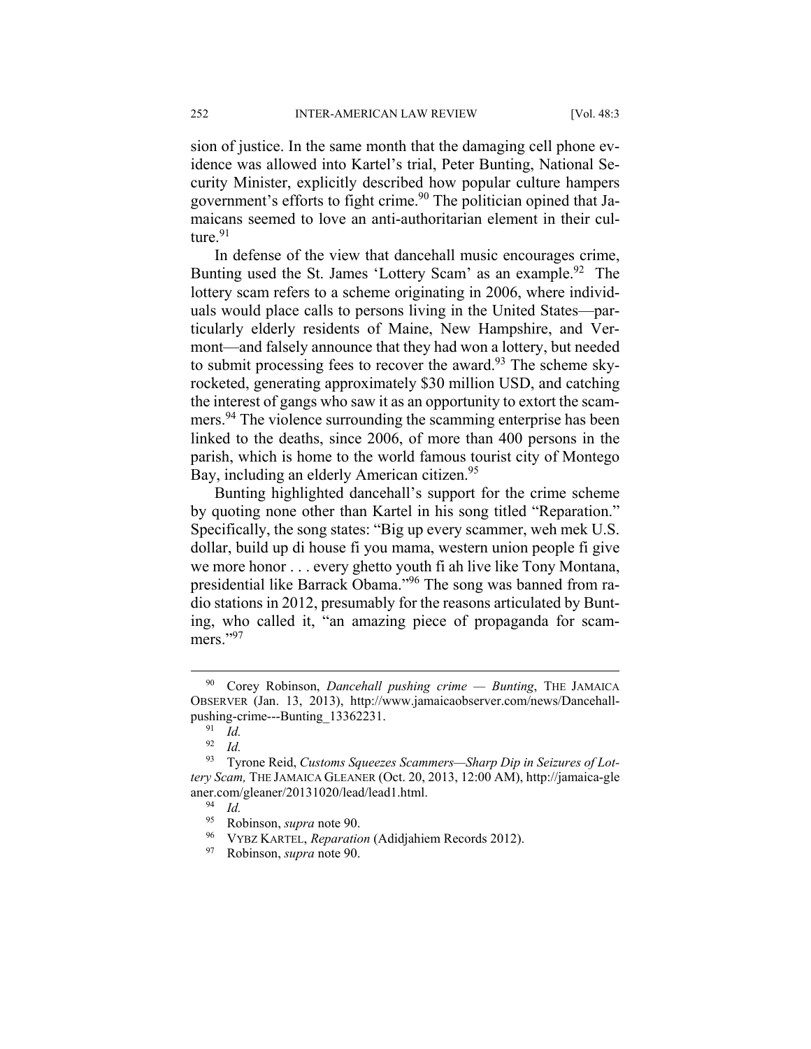sion of justice. In the same month that the damaging cell phone evidence was allowed into Kartel's trial, Peter Bunting, National Security Minister, explicitly described how popular culture hampers government's efforts to fight crime.[90] The politician opined that Jamaicans seemed to love an anti-authoritarian element in their culture.[91]

In defense of the view that dancehall music encourages crime, Bunting used the St. James 'Lottery Scam' as an example.[92] The lottery scam refers to a scheme originating in 2006, where individuals would place calls to persons living in the United States—particularly elderly residents of Maine, New Hampshire, and Vermont—and falsely announce that they had won a lottery, but needed to submit processing fees to recover the award.[93] The scheme skyrocketed, generating approximately \$30 million USD, and catching the interest of gangs who saw it as an opportunity to extort the scammers.[94] The violence surrounding the scamming enterprise has been linked to the deaths, since 2006, of more than 400 persons in the parish, which is home to the world famous tourist city of Montego Bay, including an elderly American citizen.[95]

Bunting highlighted dancehall's support for the crime scheme by quoting none other than Kartel in his song titled "Reparation." Specifically, the song states: "Big up every scammer, weh mek U.S. dollar, build up di house fi you mama, western union people fi give we more honor . . . every ghetto youth fi ah live like Tony Montana, presidential like Barrack Obama."[96] The song was banned from radio stations in 2012, presumably for the reasons articulated by Bunting, who called it, "an amazing piece of propaganda for scammers."[97]

---

[90] Corey Robinson, *Dancehall pushing crime — Bunting*, THE JAMAICA OBSERVER (Jan. 13, 2013), http://www.jamaicaobserver.com/news/Dancehall-pushing-crime---Bunting_13362231.

[91] *Id.*

[92] *Id.*

[93] Tyrone Reid, *Customs Squeezes Scammers—Sharp Dip in Seizures of Lottery Scam,* THE JAMAICA GLEANER (Oct. 20, 2013, 12:00 AM), http://jamaica-gleaner.com/gleaner/20131020/lead/lead1.html.

[94] *Id.*

[95] Robinson, *supra* note 90.

[96] VYBZ KARTEL, *Reparation* (Adidjahiem Records 2012).

[97] Robinson, *supra* note 90.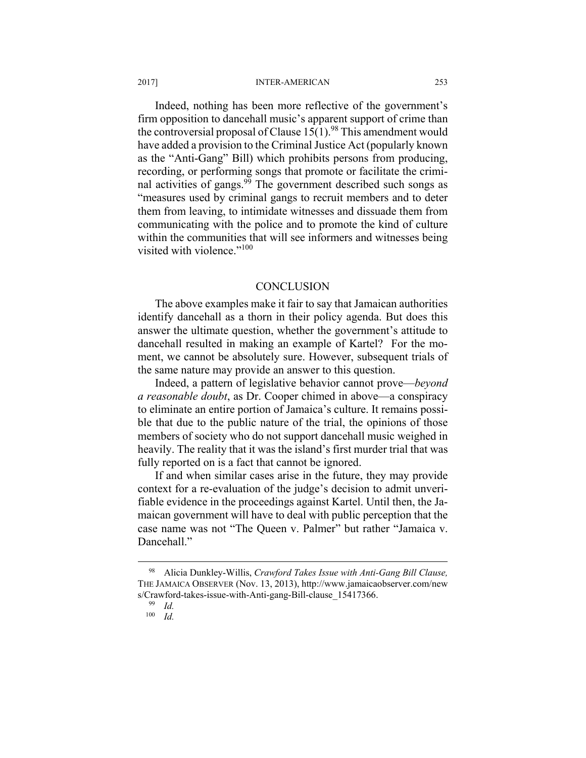Indeed, nothing has been more reflective of the government's firm opposition to dancehall music's apparent support of crime than the controversial proposal of Clause 15(1).[98] This amendment would have added a provision to the Criminal Justice Act (popularly known as the "Anti-Gang" Bill) which prohibits persons from producing, recording, or performing songs that promote or facilitate the criminal activities of gangs.[99] The government described such songs as "measures used by criminal gangs to recruit members and to deter them from leaving, to intimidate witnesses and dissuade them from communicating with the police and to promote the kind of culture within the communities that will see informers and witnesses being visited with violence."[100]

## CONCLUSION

The above examples make it fair to say that Jamaican authorities identify dancehall as a thorn in their policy agenda. But does this answer the ultimate question, whether the government's attitude to dancehall resulted in making an example of Kartel? For the moment, we cannot be absolutely sure. However, subsequent trials of the same nature may provide an answer to this question.

Indeed, a pattern of legislative behavior cannot prove—*beyond a reasonable doubt*, as Dr. Cooper chimed in above—a conspiracy to eliminate an entire portion of Jamaica's culture. It remains possible that due to the public nature of the trial, the opinions of those members of society who do not support dancehall music weighed in heavily. The reality that it was the island's first murder trial that was fully reported on is a fact that cannot be ignored.

If and when similar cases arise in the future, they may provide context for a re-evaluation of the judge's decision to admit unverifiable evidence in the proceedings against Kartel. Until then, the Jamaican government will have to deal with public perception that the case name was not "The Queen v. Palmer" but rather "Jamaica v. Dancehall."

---

[98] Alicia Dunkley-Willis, *Crawford Takes Issue with Anti-Gang Bill Clause,* THE JAMAICA OBSERVER (Nov. 13, 2013), http://www.jamaicaobserver.com/news/Crawford-takes-issue-with-Anti-gang-Bill-clause_15417366.

[99] *Id.*

[100] *Id.*